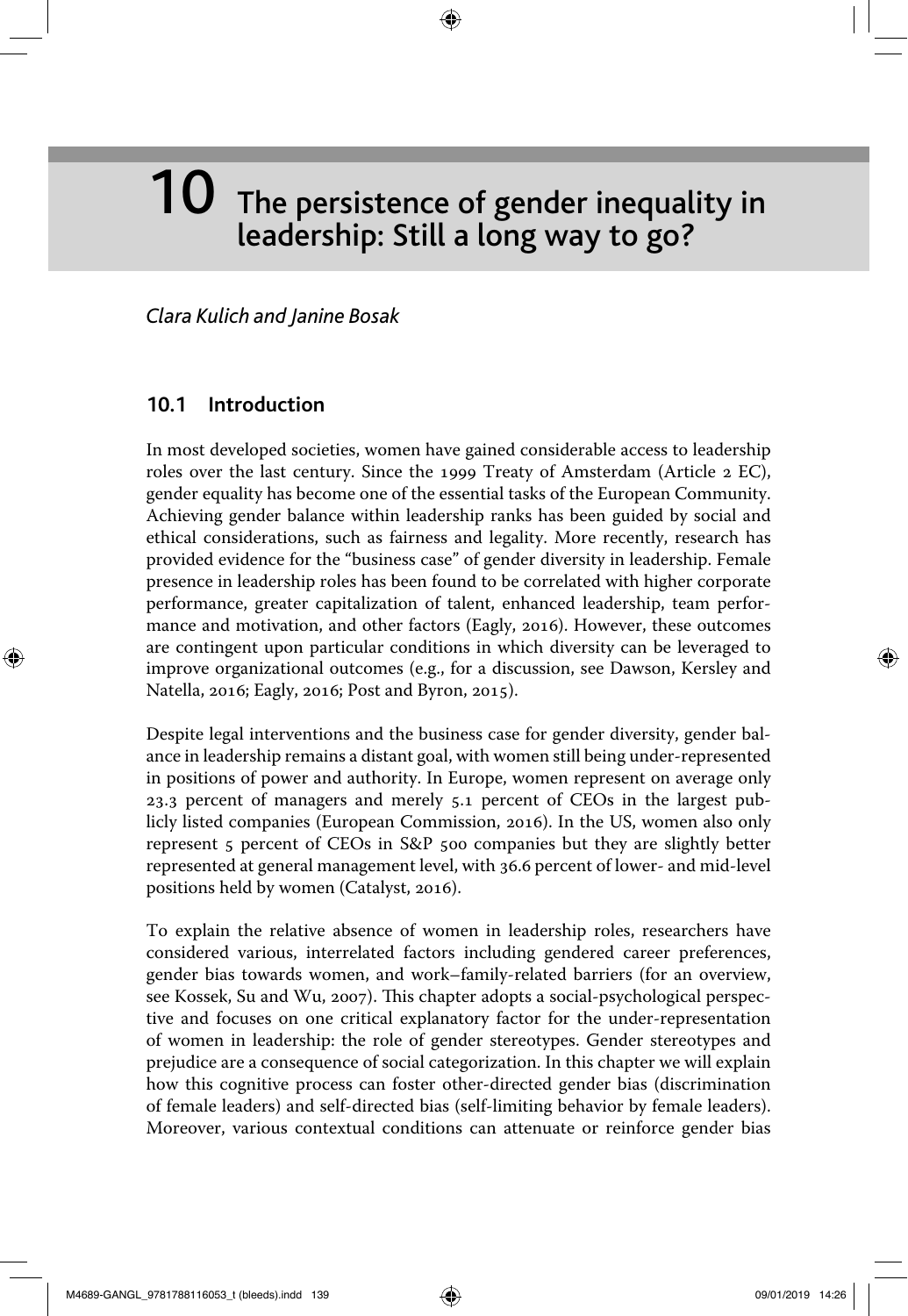# 10 The persistence of gender inequality in leadership: Still a long way to go?

*Clara Kulich and Janine Bosak*

## 10.1 Introduction

In most developed societies, women have gained considerable access to leadership roles over the last century. Since the 1999 Treaty of Amsterdam (Article 2 EC), gender equality has become one of the essential tasks of the European Community. Achieving gender balance within leadership ranks has been guided by social and ethical considerations, such as fairness and legality. More recently, research has provided evidence for the "business case" of gender diversity in leadership. Female presence in leadership roles has been found to be correlated with higher corporate performance, greater capitalization of talent, enhanced leadership, team performance and motivation, and other factors (Eagly, 2016). However, these outcomes are contingent upon particular conditions in which diversity can be leveraged to improve organizational outcomes (e.g., for a discussion, see Dawson, Kersley and Natella, 2016; Eagly, 2016; Post and Byron, 2015).

Despite legal interventions and the business case for gender diversity, gender balance in leadership remains a distant goal, with women still being under-represented in positions of power and authority. In Europe, women represent on average only 23.3 percent of managers and merely 5.1 percent of CEOs in the largest publicly listed companies (European Commission, 2016). In the US, women also only represent 5 percent of CEOs in S&P 500 companies but they are slightly better represented at general management level, with 36.6 percent of lower- and mid-level positions held by women (Catalyst, 2016).

To explain the relative absence of women in leadership roles, researchers have considered various, interrelated factors including gendered career preferences, gender bias towards women, and work–family-related barriers (for an overview, see Kossek, Su and Wu, 2007). This chapter adopts a social-psychological perspective and focuses on one critical explanatory factor for the under-representation of women in leadership: the role of gender stereotypes. Gender stereotypes and prejudice are a consequence of social categorization. In this chapter we will explain how this cognitive process can foster other-directed gender bias (discrimination of female leaders) and self-directed bias (self-limiting behavior by female leaders). Moreover, various contextual conditions can attenuate or reinforce gender bias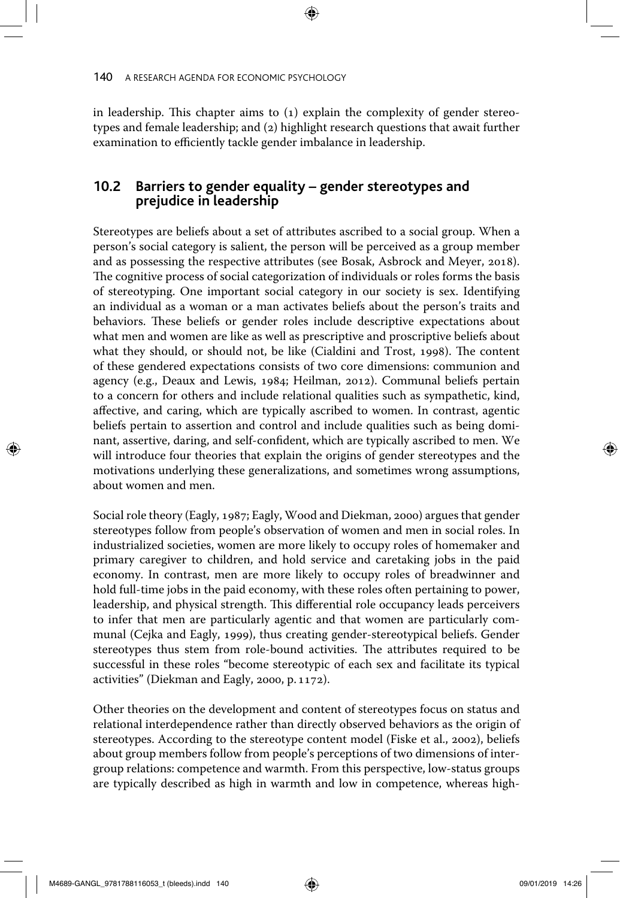in leadership. This chapter aims to (1) explain the complexity of gender stereotypes and female leadership; and (2) highlight research questions that await further examination to efficiently tackle gender imbalance in leadership.

## 10.2 Barriers to gender equality – gender stereotypes and prejudice in leadership

Stereotypes are beliefs about a set of attributes ascribed to a social group. When a person's social category is salient, the person will be perceived as a group member and as possessing the respective attributes (see Bosak, Asbrock and Meyer, 2018). The cognitive process of social categorization of individuals or roles forms the basis of stereotyping. One important social category in our society is sex. Identifying an individual as a woman or a man activates beliefs about the person's traits and behaviors. These beliefs or gender roles include descriptive expectations about what men and women are like as well as prescriptive and proscriptive beliefs about what they should, or should not, be like (Cialdini and Trost, 1998). The content of these gendered expectations consists of two core dimensions: communion and agency (e.g., Deaux and Lewis, 1984; Heilman, 2012). Communal beliefs pertain to a concern for others and include relational qualities such as sympathetic, kind, affective, and caring, which are typically ascribed to women. In contrast, agentic beliefs pertain to assertion and control and include qualities such as being dominant, assertive, daring, and self-confident, which are typically ascribed to men. We will introduce four theories that explain the origins of gender stereotypes and the motivations underlying these generalizations, and sometimes wrong assumptions, about women and men.

Social role theory (Eagly, 1987; Eagly, Wood and Diekman, 2000) argues that gender stereotypes follow from people's observation of women and men in social roles. In industrialized societies, women are more likely to occupy roles of homemaker and primary caregiver to children, and hold service and caretaking jobs in the paid economy. In contrast, men are more likely to occupy roles of breadwinner and hold full-time jobs in the paid economy, with these roles often pertaining to power, leadership, and physical strength. This differential role occupancy leads perceivers to infer that men are particularly agentic and that women are particularly communal (Cejka and Eagly, 1999), thus creating gender-stereotypical beliefs. Gender stereotypes thus stem from role-bound activities. The attributes required to be successful in these roles "become stereotypic of each sex and facilitate its typical activities" (Diekman and Eagly, 2000, p. 1172).

Other theories on the development and content of stereotypes focus on status and relational interdependence rather than directly observed behaviors as the origin of stereotypes. According to the stereotype content model (Fiske et al., 2002), beliefs about group members follow from people's perceptions of two dimensions of intergroup relations: competence and warmth. From this perspective, low-status groups are typically described as high in warmth and low in competence, whereas high-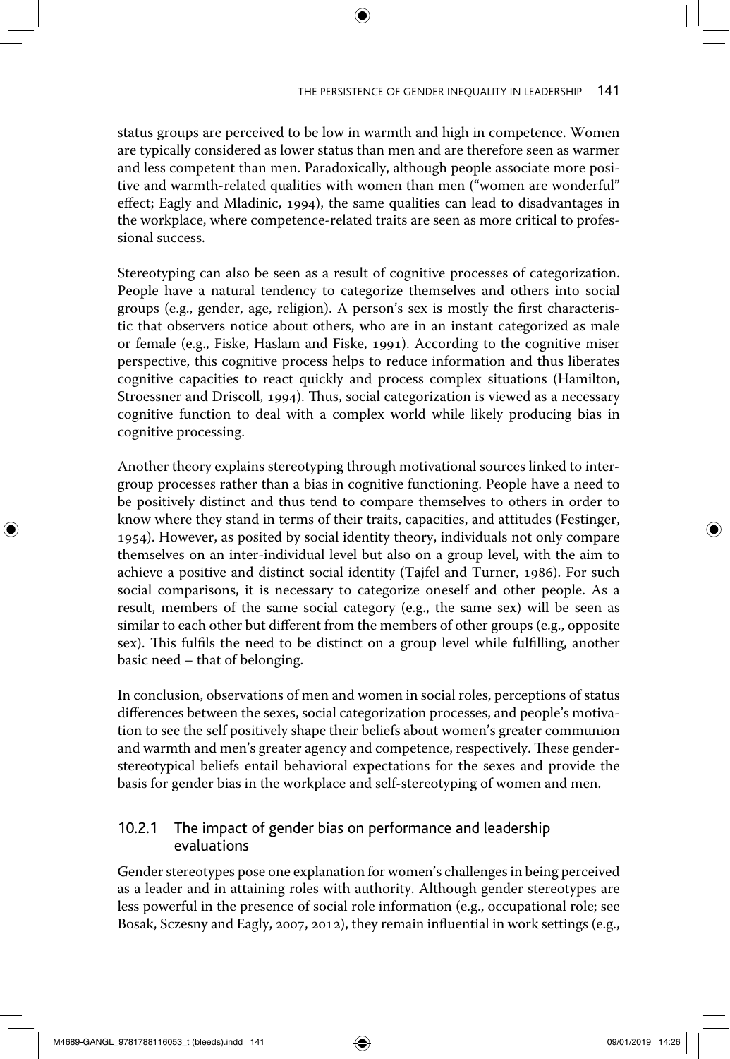status groups are perceived to be low in warmth and high in competence. Women are typically considered as lower status than men and are therefore seen as warmer and less competent than men. Paradoxically, although people associate more positive and warmth-related qualities with women than men ("women are wonderful" effect; Eagly and Mladinic, 1994), the same qualities can lead to disadvantages in the workplace, where competence-related traits are seen as more critical to professional success.

Stereotyping can also be seen as a result of cognitive processes of categorization. People have a natural tendency to categorize themselves and others into social groups (e.g., gender, age, religion). A person's sex is mostly the first characteristic that observers notice about others, who are in an instant categorized as male or female (e.g., Fiske, Haslam and Fiske, 1991). According to the cognitive miser perspective, this cognitive process helps to reduce information and thus liberates cognitive capacities to react quickly and process complex situations (Hamilton, Stroessner and Driscoll, 1994). Thus, social categorization is viewed as a necessary cognitive function to deal with a complex world while likely producing bias in cognitive processing.

Another theory explains stereotyping through motivational sources linked to intergroup processes rather than a bias in cognitive functioning. People have a need to be positively distinct and thus tend to compare themselves to others in order to know where they stand in terms of their traits, capacities, and attitudes (Festinger, 1954). However, as posited by social identity theory, individuals not only compare themselves on an inter-individual level but also on a group level, with the aim to achieve a positive and distinct social identity (Tajfel and Turner, 1986). For such social comparisons, it is necessary to categorize oneself and other people. As a result, members of the same social category (e.g., the same sex) will be seen as similar to each other but different from the members of other groups (e.g., opposite sex). This fulfils the need to be distinct on a group level while fulfilling, another basic need – that of belonging.

In conclusion, observations of men and women in social roles, perceptions of status differences between the sexes, social categorization processes, and people's motivation to see the self positively shape their beliefs about women's greater communion and warmth and men's greater agency and competence, respectively. These gender-stereotypical beliefs entail behavioral expectations for the sexes and provide the basis for gender bias in the workplace and self-stereotyping of women and men.

### 10.2.1 The impact of gender bias on performance and leadership evaluations

Gender stereotypes pose one explanation for women's challenges in being perceived as a leader and in attaining roles with authority. Although gender stereotypes are less powerful in the presence of social role information (e.g., occupational role; see Bosak, Sczesny and Eagly, 2007, 2012), they remain influential in work settings (e.g.,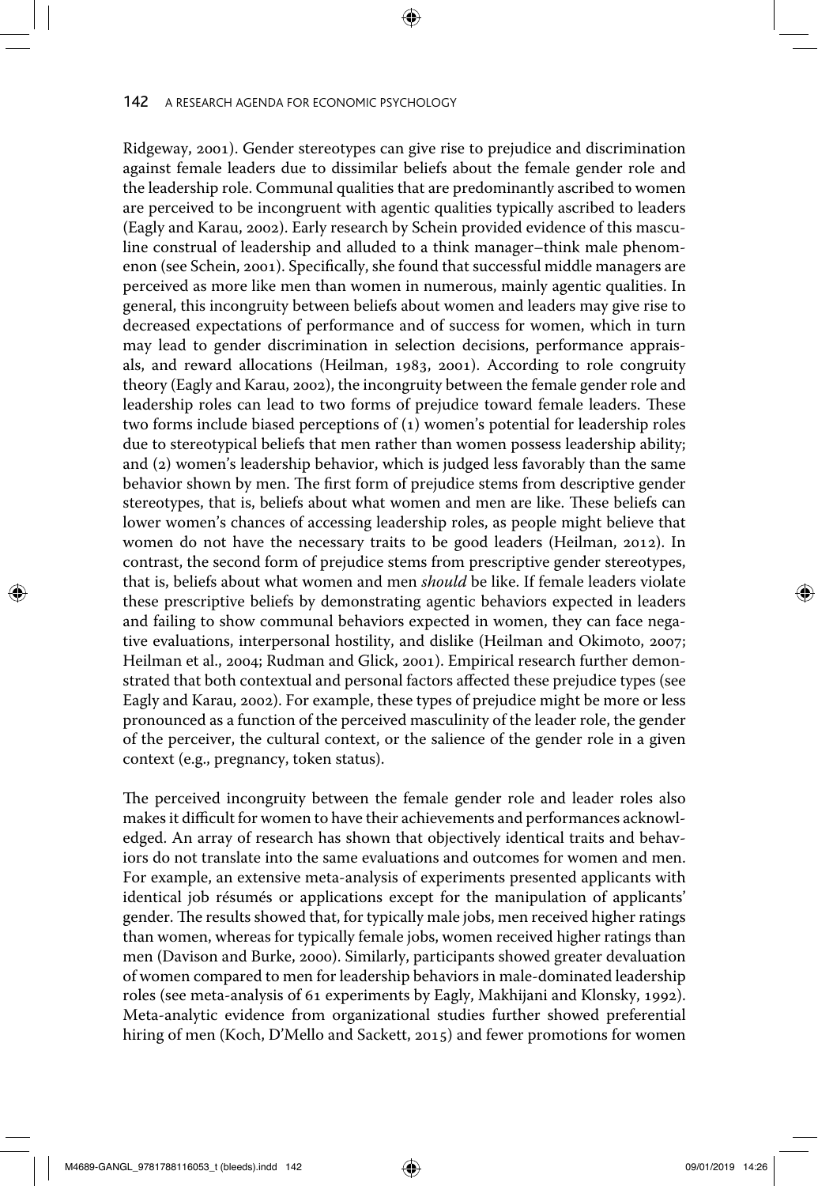Ridgeway, 2001). Gender stereotypes can give rise to prejudice and discrimination against female leaders due to dissimilar beliefs about the female gender role and the leadership role. Communal qualities that are predominantly ascribed to women are perceived to be incongruent with agentic qualities typically ascribed to leaders (Eagly and Karau, 2002). Early research by Schein provided evidence of this masculine construal of leadership and alluded to a think manager–think male phenomenon (see Schein, 2001). Specifically, she found that successful middle managers are perceived as more like men than women in numerous, mainly agentic qualities. In general, this incongruity between beliefs about women and leaders may give rise to decreased expectations of performance and of success for women, which in turn may lead to gender discrimination in selection decisions, performance appraisals, and reward allocations (Heilman, 1983, 2001). According to role congruity theory (Eagly and Karau, 2002), the incongruity between the female gender role and leadership roles can lead to two forms of prejudice toward female leaders. These two forms include biased perceptions of (1) women's potential for leadership roles due to stereotypical beliefs that men rather than women possess leadership ability; and (2) women's leadership behavior, which is judged less favorably than the same behavior shown by men. The first form of prejudice stems from descriptive gender stereotypes, that is, beliefs about what women and men are like. These beliefs can lower women's chances of accessing leadership roles, as people might believe that women do not have the necessary traits to be good leaders (Heilman, 2012). In contrast, the second form of prejudice stems from prescriptive gender stereotypes, that is, beliefs about what women and men *should* be like. If female leaders violate these prescriptive beliefs by demonstrating agentic behaviors expected in leaders and failing to show communal behaviors expected in women, they can face negative evaluations, interpersonal hostility, and dislike (Heilman and Okimoto, 2007; Heilman et al., 2004; Rudman and Glick, 2001). Empirical research further demonstrated that both contextual and personal factors affected these prejudice types (see Eagly and Karau, 2002). For example, these types of prejudice might be more or less pronounced as a function of the perceived masculinity of the leader role, the gender of the perceiver, the cultural context, or the salience of the gender role in a given context (e.g., pregnancy, token status).

The perceived incongruity between the female gender role and leader roles also makes it difficult for women to have their achievements and performances acknowledged. An array of research has shown that objectively identical traits and behaviors do not translate into the same evaluations and outcomes for women and men. For example, an extensive meta-analysis of experiments presented applicants with identical job résumés or applications except for the manipulation of applicants' gender. The results showed that, for typically male jobs, men received higher ratings than women, whereas for typically female jobs, women received higher ratings than men (Davison and Burke, 2000). Similarly, participants showed greater devaluation of women compared to men for leadership behaviors in male-dominated leadership roles (see meta-analysis of 61 experiments by Eagly, Makhijani and Klonsky, 1992). Meta-analytic evidence from organizational studies further showed preferential hiring of men (Koch, D'Mello and Sackett, 2015) and fewer promotions for women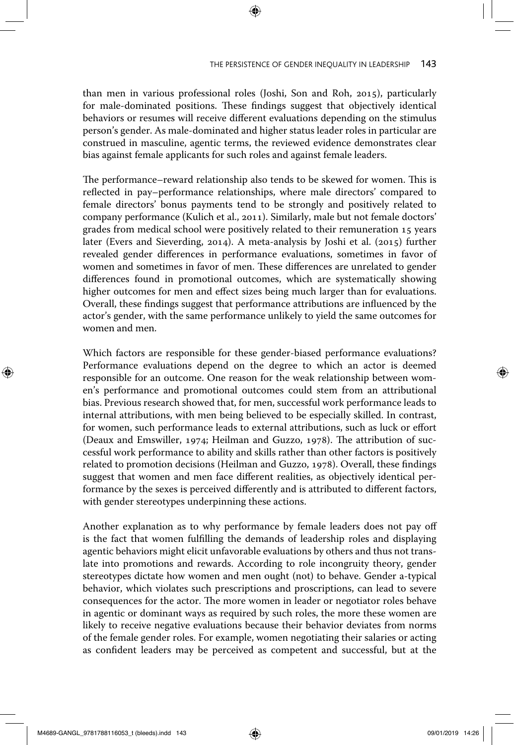than men in various professional roles (Joshi, Son and Roh, 2015), particularly for male-dominated positions. These findings suggest that objectively identical behaviors or resumes will receive different evaluations depending on the stimulus person's gender. As male-dominated and higher status leader roles in particular are construed in masculine, agentic terms, the reviewed evidence demonstrates clear bias against female applicants for such roles and against female leaders.

The performance–reward relationship also tends to be skewed for women. This is reflected in pay–performance relationships, where male directors' compared to female directors' bonus payments tend to be strongly and positively related to company performance (Kulich et al., 2011). Similarly, male but not female doctors' grades from medical school were positively related to their remuneration 15 years later (Evers and Sieverding, 2014). A meta-analysis by Joshi et al. (2015) further revealed gender differences in performance evaluations, sometimes in favor of women and sometimes in favor of men. These differences are unrelated to gender differences found in promotional outcomes, which are systematically showing higher outcomes for men and effect sizes being much larger than for evaluations. Overall, these findings suggest that performance attributions are influenced by the actor's gender, with the same performance unlikely to yield the same outcomes for women and men.

Which factors are responsible for these gender-biased performance evaluations? Performance evaluations depend on the degree to which an actor is deemed responsible for an outcome. One reason for the weak relationship between women's performance and promotional outcomes could stem from an attributional bias. Previous research showed that, for men, successful work performance leads to internal attributions, with men being believed to be especially skilled. In contrast, for women, such performance leads to external attributions, such as luck or effort (Deaux and Emswiller, 1974; Heilman and Guzzo, 1978). The attribution of successful work performance to ability and skills rather than other factors is positively related to promotion decisions (Heilman and Guzzo, 1978). Overall, these findings suggest that women and men face different realities, as objectively identical performance by the sexes is perceived differently and is attributed to different factors, with gender stereotypes underpinning these actions.

Another explanation as to why performance by female leaders does not pay off is the fact that women fulfilling the demands of leadership roles and displaying agentic behaviors might elicit unfavorable evaluations by others and thus not translate into promotions and rewards. According to role incongruity theory, gender stereotypes dictate how women and men ought (not) to behave. Gender a-typical behavior, which violates such prescriptions and proscriptions, can lead to severe consequences for the actor. The more women in leader or negotiator roles behave in agentic or dominant ways as required by such roles, the more these women are likely to receive negative evaluations because their behavior deviates from norms of the female gender roles. For example, women negotiating their salaries or acting as confident leaders may be perceived as competent and successful, but at the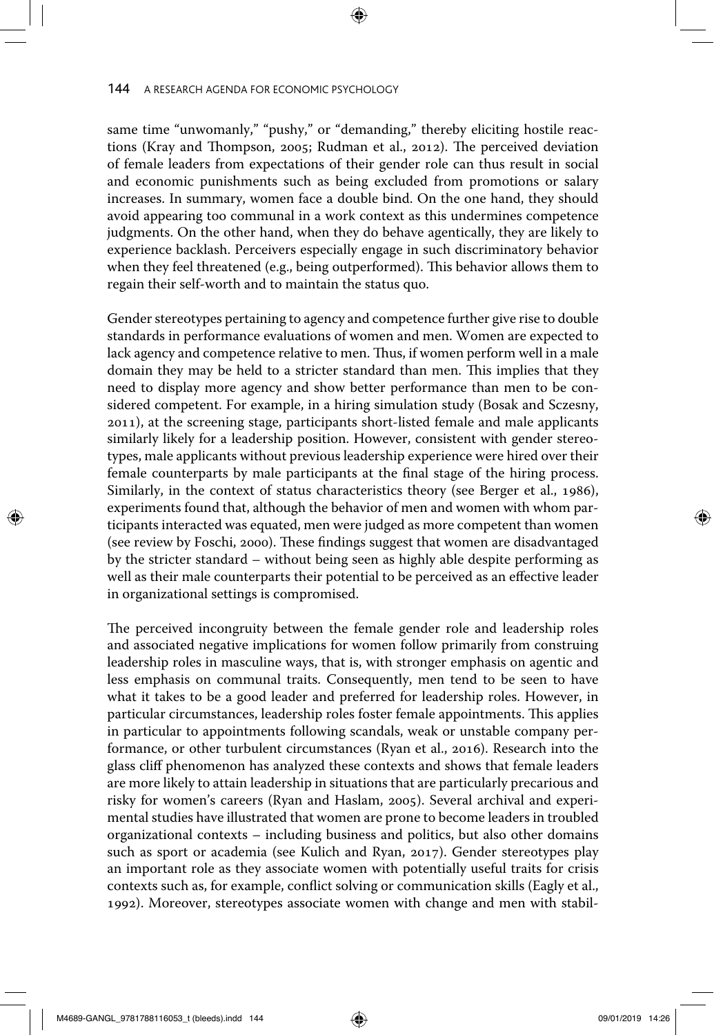same time "unwomanly," "pushy," or "demanding," thereby eliciting hostile reactions (Kray and Thompson, 2005; Rudman et al., 2012). The perceived deviation of female leaders from expectations of their gender role can thus result in social and economic punishments such as being excluded from promotions or salary increases. In summary, women face a double bind. On the one hand, they should avoid appearing too communal in a work context as this undermines competence judgments. On the other hand, when they do behave agentically, they are likely to experience backlash. Perceivers especially engage in such discriminatory behavior when they feel threatened (e.g., being outperformed). This behavior allows them to regain their self-worth and to maintain the status quo.

Gender stereotypes pertaining to agency and competence further give rise to double standards in performance evaluations of women and men. Women are expected to lack agency and competence relative to men. Thus, if women perform well in a male domain they may be held to a stricter standard than men. This implies that they need to display more agency and show better performance than men to be considered competent. For example, in a hiring simulation study (Bosak and Sczesny, 2011), at the screening stage, participants short-listed female and male applicants similarly likely for a leadership position. However, consistent with gender stereotypes, male applicants without previous leadership experience were hired over their female counterparts by male participants at the final stage of the hiring process. Similarly, in the context of status characteristics theory (see Berger et al., 1986), experiments found that, although the behavior of men and women with whom participants interacted was equated, men were judged as more competent than women (see review by Foschi, 2000). These findings suggest that women are disadvantaged by the stricter standard – without being seen as highly able despite performing as well as their male counterparts their potential to be perceived as an effective leader in organizational settings is compromised.

The perceived incongruity between the female gender role and leadership roles and associated negative implications for women follow primarily from construing leadership roles in masculine ways, that is, with stronger emphasis on agentic and less emphasis on communal traits. Consequently, men tend to be seen to have what it takes to be a good leader and preferred for leadership roles. However, in particular circumstances, leadership roles foster female appointments. This applies in particular to appointments following scandals, weak or unstable company performance, or other turbulent circumstances (Ryan et al., 2016). Research into the glass cliff phenomenon has analyzed these contexts and shows that female leaders are more likely to attain leadership in situations that are particularly precarious and risky for women's careers (Ryan and Haslam, 2005). Several archival and experimental studies have illustrated that women are prone to become leaders in troubled organizational contexts – including business and politics, but also other domains such as sport or academia (see Kulich and Ryan, 2017). Gender stereotypes play an important role as they associate women with potentially useful traits for crisis contexts such as, for example, conflict solving or communication skills (Eagly et al., 1992). Moreover, stereotypes associate women with change and men with stabil-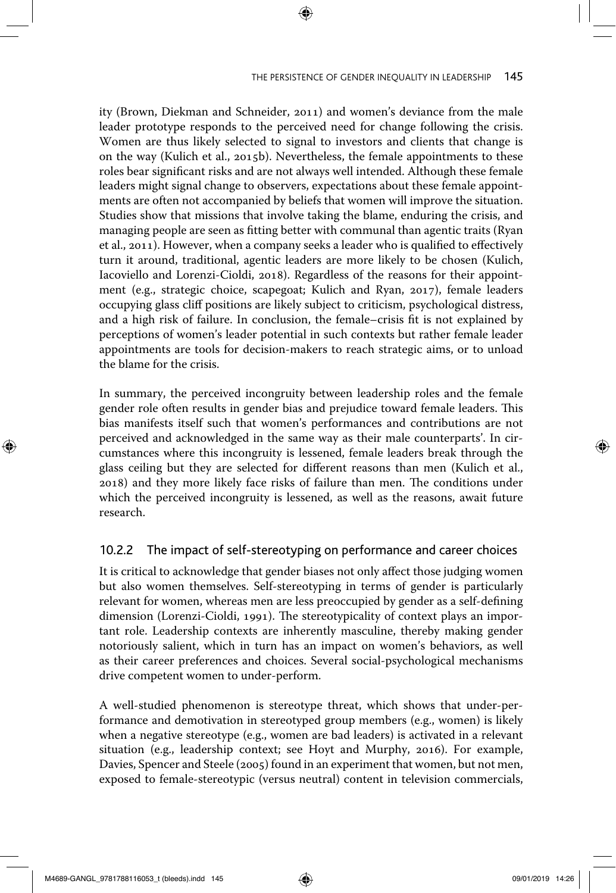ity (Brown, Diekman and Schneider, 2011) and women's deviance from the male leader prototype responds to the perceived need for change following the crisis. Women are thus likely selected to signal to investors and clients that change is on the way (Kulich et al., 2015b). Nevertheless, the female appointments to these roles bear significant risks and are not always well intended. Although these female leaders might signal change to observers, expectations about these female appointments are often not accompanied by beliefs that women will improve the situation. Studies show that missions that involve taking the blame, enduring the crisis, and managing people are seen as fitting better with communal than agentic traits (Ryan et al., 2011). However, when a company seeks a leader who is qualified to effectively turn it around, traditional, agentic leaders are more likely to be chosen (Kulich, Iacoviello and Lorenzi-Cioldi, 2018). Regardless of the reasons for their appointment (e.g., strategic choice, scapegoat; Kulich and Ryan, 2017), female leaders occupying glass cliff positions are likely subject to criticism, psychological distress, and a high risk of failure. In conclusion, the female–crisis fit is not explained by perceptions of women's leader potential in such contexts but rather female leader appointments are tools for decision-makers to reach strategic aims, or to unload the blame for the crisis.

In summary, the perceived incongruity between leadership roles and the female gender role often results in gender bias and prejudice toward female leaders. This bias manifests itself such that women's performances and contributions are not perceived and acknowledged in the same way as their male counterparts'. In circumstances where this incongruity is lessened, female leaders break through the glass ceiling but they are selected for different reasons than men (Kulich et al., 2018) and they more likely face risks of failure than men. The conditions under which the perceived incongruity is lessened, as well as the reasons, await future research.

### 10.2.2 The impact of self-stereotyping on performance and career choices

It is critical to acknowledge that gender biases not only affect those judging women but also women themselves. Self-stereotyping in terms of gender is particularly relevant for women, whereas men are less preoccupied by gender as a self-defining dimension (Lorenzi-Cioldi, 1991). The stereotypicality of context plays an important role. Leadership contexts are inherently masculine, thereby making gender notoriously salient, which in turn has an impact on women's behaviors, as well as their career preferences and choices. Several social-psychological mechanisms drive competent women to under-perform.

A well-studied phenomenon is stereotype threat, which shows that under-performance and demotivation in stereotyped group members (e.g., women) is likely when a negative stereotype (e.g., women are bad leaders) is activated in a relevant situation (e.g., leadership context; see Hoyt and Murphy, 2016). For example, Davies, Spencer and Steele (2005) found in an experiment that women, but not men, exposed to female-stereotypic (versus neutral) content in television commercials,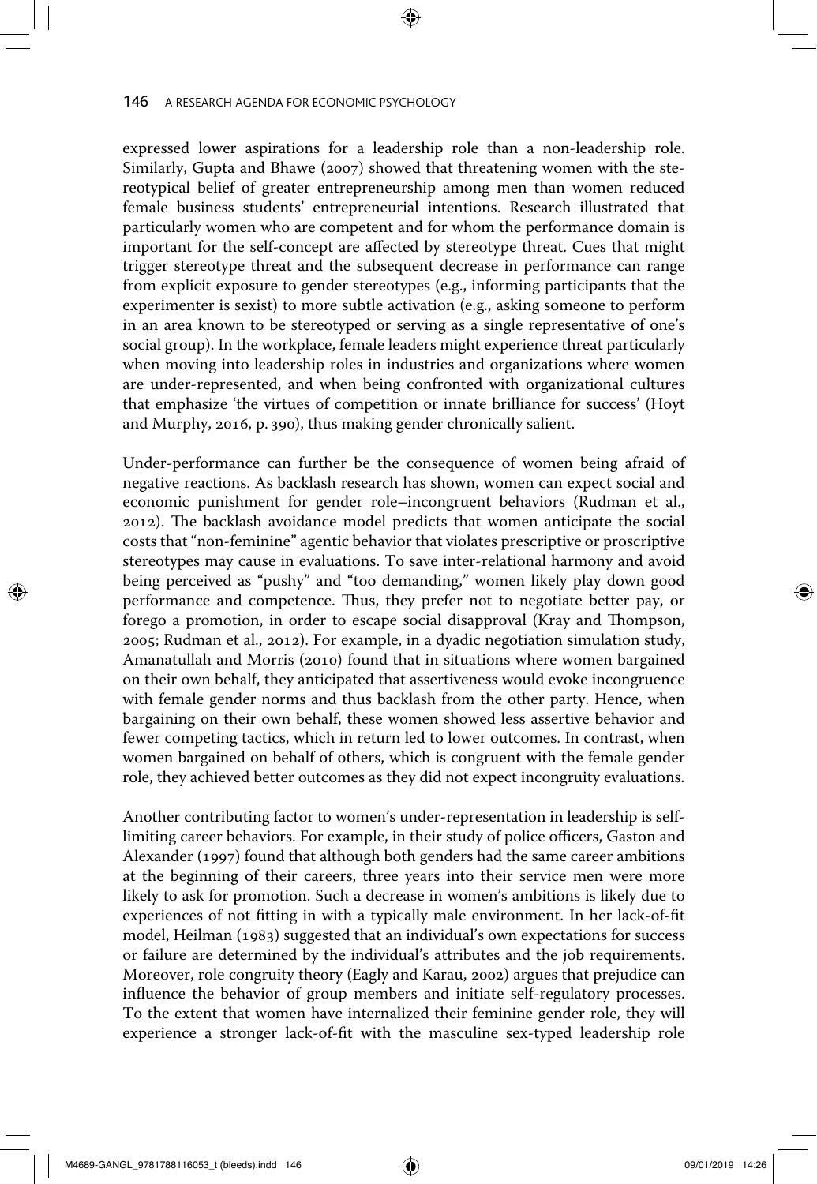expressed lower aspirations for a leadership role than a non-leadership role. Similarly, Gupta and Bhawe (2007) showed that threatening women with the stereotypical belief of greater entrepreneurship among men than women reduced female business students' entrepreneurial intentions. Research illustrated that particularly women who are competent and for whom the performance domain is important for the self-concept are affected by stereotype threat. Cues that might trigger stereotype threat and the subsequent decrease in performance can range from explicit exposure to gender stereotypes (e.g., informing participants that the experimenter is sexist) to more subtle activation (e.g., asking someone to perform in an area known to be stereotyped or serving as a single representative of one's social group). In the workplace, female leaders might experience threat particularly when moving into leadership roles in industries and organizations where women are under-represented, and when being confronted with organizational cultures that emphasize 'the virtues of competition or innate brilliance for success' (Hoyt and Murphy, 2016, p. 390), thus making gender chronically salient.

Under-performance can further be the consequence of women being afraid of negative reactions. As backlash research has shown, women can expect social and economic punishment for gender role–incongruent behaviors (Rudman et al., 2012). The backlash avoidance model predicts that women anticipate the social costs that "non-feminine" agentic behavior that violates prescriptive or proscriptive stereotypes may cause in evaluations. To save inter-relational harmony and avoid being perceived as "pushy" and "too demanding," women likely play down good performance and competence. Thus, they prefer not to negotiate better pay, or forego a promotion, in order to escape social disapproval (Kray and Thompson, 2005; Rudman et al., 2012). For example, in a dyadic negotiation simulation study, Amanatullah and Morris (2010) found that in situations where women bargained on their own behalf, they anticipated that assertiveness would evoke incongruence with female gender norms and thus backlash from the other party. Hence, when bargaining on their own behalf, these women showed less assertive behavior and fewer competing tactics, which in return led to lower outcomes. In contrast, when women bargained on behalf of others, which is congruent with the female gender role, they achieved better outcomes as they did not expect incongruity evaluations.

Another contributing factor to women's under-representation in leadership is self-limiting career behaviors. For example, in their study of police officers, Gaston and Alexander (1997) found that although both genders had the same career ambitions at the beginning of their careers, three years into their service men were more likely to ask for promotion. Such a decrease in women's ambitions is likely due to experiences of not fitting in with a typically male environment. In her lack-of-fit model, Heilman (1983) suggested that an individual's own expectations for success or failure are determined by the individual's attributes and the job requirements. Moreover, role congruity theory (Eagly and Karau, 2002) argues that prejudice can influence the behavior of group members and initiate self-regulatory processes. To the extent that women have internalized their feminine gender role, they will experience a stronger lack-of-fit with the masculine sex-typed leadership role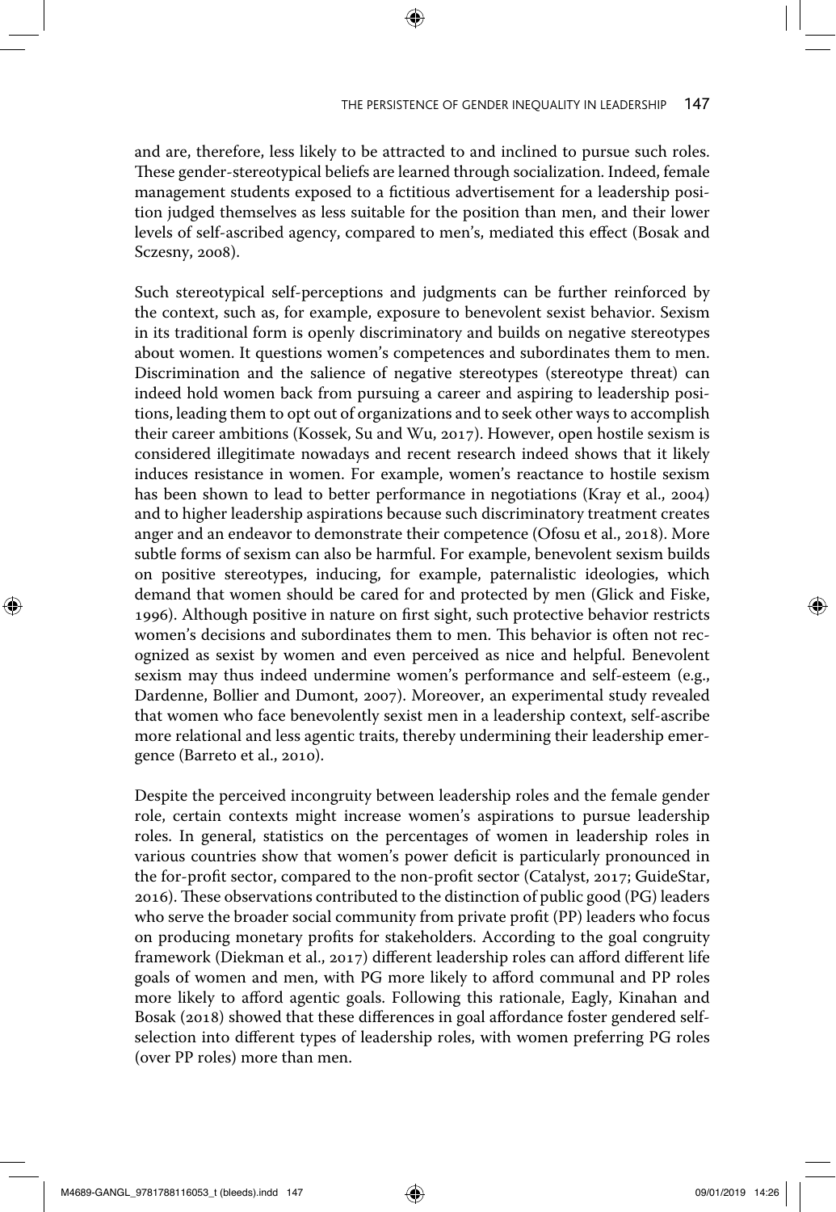and are, therefore, less likely to be attracted to and inclined to pursue such roles. These gender-stereotypical beliefs are learned through socialization. Indeed, female management students exposed to a fictitious advertisement for a leadership position judged themselves as less suitable for the position than men, and their lower levels of self-ascribed agency, compared to men's, mediated this effect (Bosak and Sczesny, 2008).

Such stereotypical self-perceptions and judgments can be further reinforced by the context, such as, for example, exposure to benevolent sexist behavior. Sexism in its traditional form is openly discriminatory and builds on negative stereotypes about women. It questions women's competences and subordinates them to men. Discrimination and the salience of negative stereotypes (stereotype threat) can indeed hold women back from pursuing a career and aspiring to leadership positions, leading them to opt out of organizations and to seek other ways to accomplish their career ambitions (Kossek, Su and Wu, 2017). However, open hostile sexism is considered illegitimate nowadays and recent research indeed shows that it likely induces resistance in women. For example, women's reactance to hostile sexism has been shown to lead to better performance in negotiations (Kray et al., 2004) and to higher leadership aspirations because such discriminatory treatment creates anger and an endeavor to demonstrate their competence (Ofosu et al., 2018). More subtle forms of sexism can also be harmful. For example, benevolent sexism builds on positive stereotypes, inducing, for example, paternalistic ideologies, which demand that women should be cared for and protected by men (Glick and Fiske, 1996). Although positive in nature on first sight, such protective behavior restricts women's decisions and subordinates them to men. This behavior is often not recognized as sexist by women and even perceived as nice and helpful. Benevolent sexism may thus indeed undermine women's performance and self-esteem (e.g., Dardenne, Bollier and Dumont, 2007). Moreover, an experimental study revealed that women who face benevolently sexist men in a leadership context, self-ascribe more relational and less agentic traits, thereby undermining their leadership emergence (Barreto et al., 2010).

Despite the perceived incongruity between leadership roles and the female gender role, certain contexts might increase women's aspirations to pursue leadership roles. In general, statistics on the percentages of women in leadership roles in various countries show that women's power deficit is particularly pronounced in the for-profit sector, compared to the non-profit sector (Catalyst, 2017; GuideStar, 2016). These observations contributed to the distinction of public good (PG) leaders who serve the broader social community from private profit (PP) leaders who focus on producing monetary profits for stakeholders. According to the goal congruity framework (Diekman et al., 2017) different leadership roles can afford different life goals of women and men, with PG more likely to afford communal and PP roles more likely to afford agentic goals. Following this rationale, Eagly, Kinahan and Bosak (2018) showed that these differences in goal affordance foster gendered self-selection into different types of leadership roles, with women preferring PG roles (over PP roles) more than men.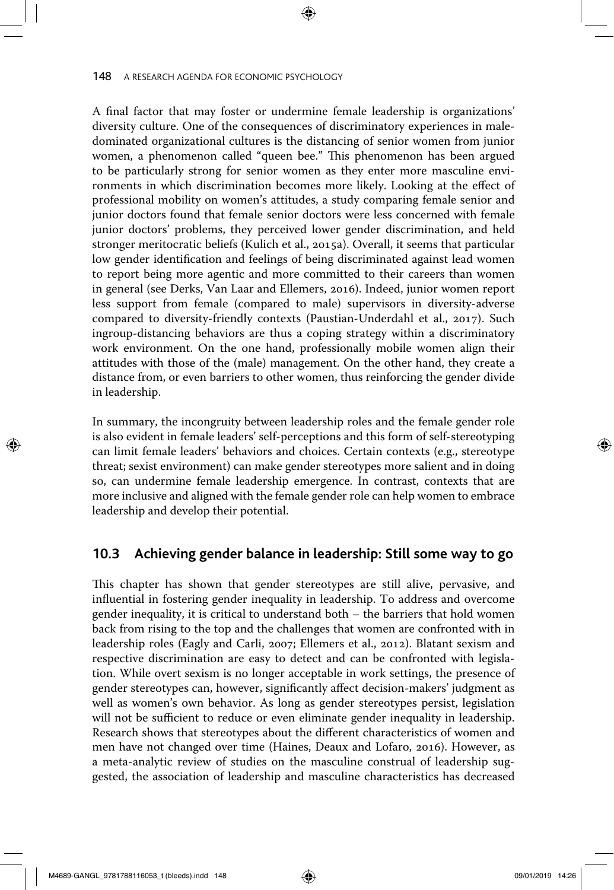A final factor that may foster or undermine female leadership is organizations' diversity culture. One of the consequences of discriminatory experiences in male-dominated organizational cultures is the distancing of senior women from junior women, a phenomenon called "queen bee." This phenomenon has been argued to be particularly strong for senior women as they enter more masculine environments in which discrimination becomes more likely. Looking at the effect of professional mobility on women's attitudes, a study comparing female senior and junior doctors found that female senior doctors were less concerned with female junior doctors' problems, they perceived lower gender discrimination, and held stronger meritocratic beliefs (Kulich et al., 2015a). Overall, it seems that particular low gender identification and feelings of being discriminated against lead women to report being more agentic and more committed to their careers than women in general (see Derks, Van Laar and Ellemers, 2016). Indeed, junior women report less support from female (compared to male) supervisors in diversity-adverse compared to diversity-friendly contexts (Paustian-Underdahl et al., 2017). Such ingroup-distancing behaviors are thus a coping strategy within a discriminatory work environment. On the one hand, professionally mobile women align their attitudes with those of the (male) management. On the other hand, they create a distance from, or even barriers to other women, thus reinforcing the gender divide in leadership.

In summary, the incongruity between leadership roles and the female gender role is also evident in female leaders' self-perceptions and this form of self-stereotyping can limit female leaders' behaviors and choices. Certain contexts (e.g., stereotype threat; sexist environment) can make gender stereotypes more salient and in doing so, can undermine female leadership emergence. In contrast, contexts that are more inclusive and aligned with the female gender role can help women to embrace leadership and develop their potential.

## 10.3 Achieving gender balance in leadership: Still some way to go

This chapter has shown that gender stereotypes are still alive, pervasive, and influential in fostering gender inequality in leadership. To address and overcome gender inequality, it is critical to understand both – the barriers that hold women back from rising to the top and the challenges that women are confronted with in leadership roles (Eagly and Carli, 2007; Ellemers et al., 2012). Blatant sexism and respective discrimination are easy to detect and can be confronted with legislation. While overt sexism is no longer acceptable in work settings, the presence of gender stereotypes can, however, significantly affect decision-makers' judgment as well as women's own behavior. As long as gender stereotypes persist, legislation will not be sufficient to reduce or even eliminate gender inequality in leadership. Research shows that stereotypes about the different characteristics of women and men have not changed over time (Haines, Deaux and Lofaro, 2016). However, as a meta-analytic review of studies on the masculine construal of leadership suggested, the association of leadership and masculine characteristics has decreased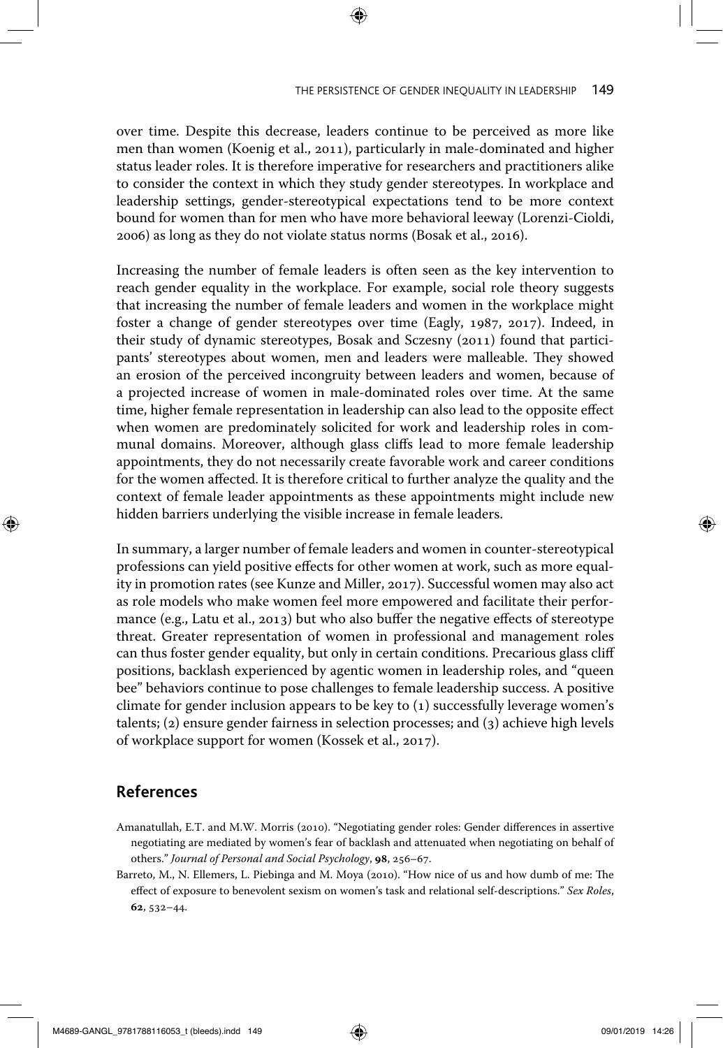over time. Despite this decrease, leaders continue to be perceived as more like men than women (Koenig et al., 2011), particularly in male-dominated and higher status leader roles. It is therefore imperative for researchers and practitioners alike to consider the context in which they study gender stereotypes. In workplace and leadership settings, gender-stereotypical expectations tend to be more context bound for women than for men who have more behavioral leeway (Lorenzi-Cioldi, 2006) as long as they do not violate status norms (Bosak et al., 2016).

Increasing the number of female leaders is often seen as the key intervention to reach gender equality in the workplace. For example, social role theory suggests that increasing the number of female leaders and women in the workplace might foster a change of gender stereotypes over time (Eagly, 1987, 2017). Indeed, in their study of dynamic stereotypes, Bosak and Sczesny (2011) found that participants' stereotypes about women, men and leaders were malleable. They showed an erosion of the perceived incongruity between leaders and women, because of a projected increase of women in male-dominated roles over time. At the same time, higher female representation in leadership can also lead to the opposite effect when women are predominately solicited for work and leadership roles in communal domains. Moreover, although glass cliffs lead to more female leadership appointments, they do not necessarily create favorable work and career conditions for the women affected. It is therefore critical to further analyze the quality and the context of female leader appointments as these appointments might include new hidden barriers underlying the visible increase in female leaders.

In summary, a larger number of female leaders and women in counter-stereotypical professions can yield positive effects for other women at work, such as more equality in promotion rates (see Kunze and Miller, 2017). Successful women may also act as role models who make women feel more empowered and facilitate their performance (e.g., Latu et al., 2013) but who also buffer the negative effects of stereotype threat. Greater representation of women in professional and management roles can thus foster gender equality, but only in certain conditions. Precarious glass cliff positions, backlash experienced by agentic women in leadership roles, and "queen bee" behaviors continue to pose challenges to female leadership success. A positive climate for gender inclusion appears to be key to (1) successfully leverage women's talents; (2) ensure gender fairness in selection processes; and (3) achieve high levels of workplace support for women (Kossek et al., 2017).

## References

Amanatullah, E.T. and M.W. Morris (2010). "Negotiating gender roles: Gender differences in assertive negotiating are mediated by women's fear of backlash and attenuated when negotiating on behalf of others." *Journal of Personal and Social Psychology*, **98**, 256–67.

Barreto, M., N. Ellemers, L. Piebinga and M. Moya (2010). "How nice of us and how dumb of me: The effect of exposure to benevolent sexism on women's task and relational self-descriptions." *Sex Roles*, **62**, 532–44.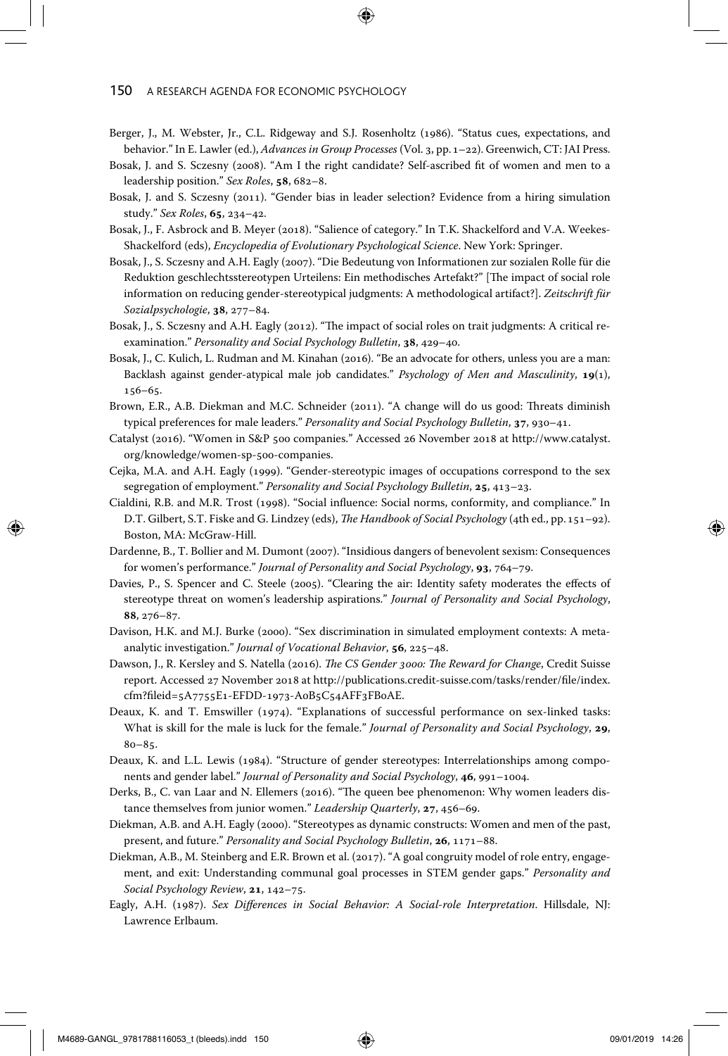Berger, J., M. Webster, Jr., C.L. Ridgeway and S.J. Rosenholtz (1986). "Status cues, expectations, and behavior." In E. Lawler (ed.), *Advances in Group Processes* (Vol. 3, pp. 1–22). Greenwich, CT: JAI Press.

Bosak, J. and S. Sczesny (2008). "Am I the right candidate? Self-ascribed fit of women and men to a leadership position." *Sex Roles*, **58**, 682–8.

Bosak, J. and S. Sczesny (2011). "Gender bias in leader selection? Evidence from a hiring simulation study." *Sex Roles*, **65**, 234–42.

Bosak, J., F. Asbrock and B. Meyer (2018). "Salience of category." In T.K. Shackelford and V.A. Weekes-Shackelford (eds), *Encyclopedia of Evolutionary Psychological Science*. New York: Springer.

Bosak, J., S. Sczesny and A.H. Eagly (2007). "Die Bedeutung von Informationen zur sozialen Rolle für die Reduktion geschlechtsstereotypen Urteilens: Ein methodisches Artefakt?" [The impact of social role information on reducing gender-stereotypical judgments: A methodological artifact?]. *Zeitschrift für Sozialpsychologie*, **38**, 277–84.

Bosak, J., S. Sczesny and A.H. Eagly (2012). "The impact of social roles on trait judgments: A critical re-examination." *Personality and Social Psychology Bulletin*, **38**, 429–40.

Bosak, J., C. Kulich, L. Rudman and M. Kinahan (2016). "Be an advocate for others, unless you are a man: Backlash against gender-atypical male job candidates." *Psychology of Men and Masculinity*, **19**(1), 156–65.

Brown, E.R., A.B. Diekman and M.C. Schneider (2011). "A change will do us good: Threats diminish typical preferences for male leaders." *Personality and Social Psychology Bulletin*, **37**, 930–41.

Catalyst (2016). "Women in S&P 500 companies." Accessed 26 November 2018 at http://www.catalyst.org/knowledge/women-sp-500-companies.

Cejka, M.A. and A.H. Eagly (1999). "Gender-stereotypic images of occupations correspond to the sex segregation of employment." *Personality and Social Psychology Bulletin*, **25**, 413–23.

Cialdini, R.B. and M.R. Trost (1998). "Social influence: Social norms, conformity, and compliance." In D.T. Gilbert, S.T. Fiske and G. Lindzey (eds), *The Handbook of Social Psychology* (4th ed., pp. 151–92). Boston, MA: McGraw-Hill.

Dardenne, B., T. Bollier and M. Dumont (2007). "Insidious dangers of benevolent sexism: Consequences for women's performance." *Journal of Personality and Social Psychology*, **93**, 764–79.

Davies, P., S. Spencer and C. Steele (2005). "Clearing the air: Identity safety moderates the effects of stereotype threat on women's leadership aspirations." *Journal of Personality and Social Psychology*, **88**, 276–87.

Davison, H.K. and M.J. Burke (2000). "Sex discrimination in simulated employment contexts: A meta-analytic investigation." *Journal of Vocational Behavior*, **56**, 225–48.

Dawson, J., R. Kersley and S. Natella (2016). *The CS Gender 3000: The Reward for Change*, Credit Suisse report. Accessed 27 November 2018 at http://publications.credit-suisse.com/tasks/render/file/index.cfm?fileid=5A7755E1-EFDD-1973-A0B5C54AFF3FB0AE.

Deaux, K. and T. Emswiller (1974). "Explanations of successful performance on sex-linked tasks: What is skill for the male is luck for the female." *Journal of Personality and Social Psychology*, **29**, 80–85.

Deaux, K. and L.L. Lewis (1984). "Structure of gender stereotypes: Interrelationships among components and gender label." *Journal of Personality and Social Psychology*, **46**, 991–1004.

Derks, B., C. van Laar and N. Ellemers (2016). "The queen bee phenomenon: Why women leaders distance themselves from junior women." *Leadership Quarterly*, **27**, 456–69.

Diekman, A.B. and A.H. Eagly (2000). "Stereotypes as dynamic constructs: Women and men of the past, present, and future." *Personality and Social Psychology Bulletin*, **26**, 1171–88.

Diekman, A.B., M. Steinberg and E.R. Brown et al. (2017). "A goal congruity model of role entry, engagement, and exit: Understanding communal goal processes in STEM gender gaps." *Personality and Social Psychology Review*, **21**, 142–75.

Eagly, A.H. (1987). *Sex Differences in Social Behavior: A Social-role Interpretation*. Hillsdale, NJ: Lawrence Erlbaum.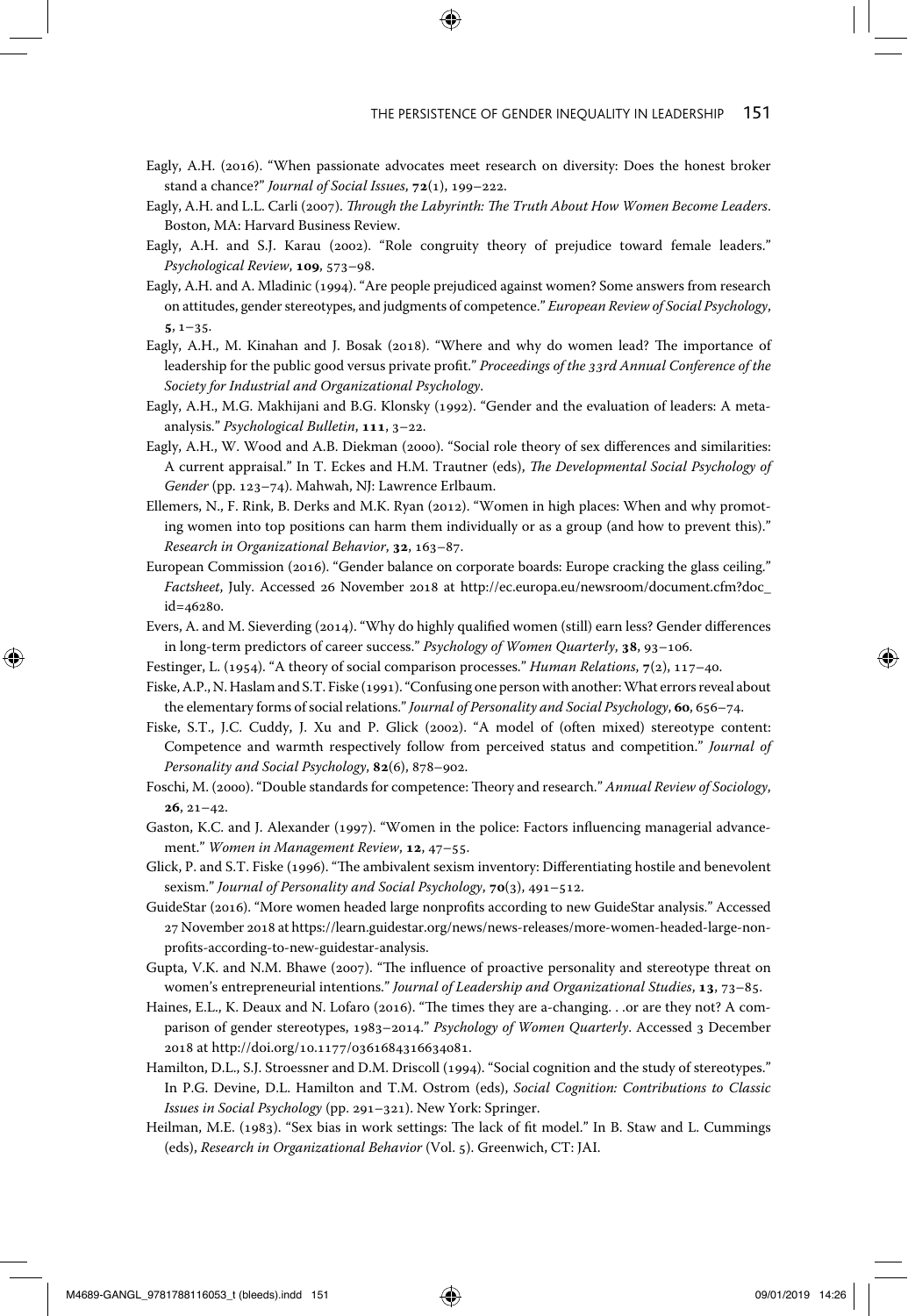Eagly, A.H. (2016). "When passionate advocates meet research on diversity: Does the honest broker stand a chance?" *Journal of Social Issues*, **72**(1), 199–222.

Eagly, A.H. and L.L. Carli (2007). *Through the Labyrinth: The Truth About How Women Become Leaders*. Boston, MA: Harvard Business Review.

Eagly, A.H. and S.J. Karau (2002). "Role congruity theory of prejudice toward female leaders." *Psychological Review*, **109**, 573–98.

Eagly, A.H. and A. Mladinic (1994). "Are people prejudiced against women? Some answers from research on attitudes, gender stereotypes, and judgments of competence." *European Review of Social Psychology*, **5**, 1–35.

Eagly, A.H., M. Kinahan and J. Bosak (2018). "Where and why do women lead? The importance of leadership for the public good versus private profit." *Proceedings of the 33rd Annual Conference of the Society for Industrial and Organizational Psychology*.

Eagly, A.H., M.G. Makhijani and B.G. Klonsky (1992). "Gender and the evaluation of leaders: A meta-analysis." *Psychological Bulletin*, **111**, 3–22.

Eagly, A.H., W. Wood and A.B. Diekman (2000). "Social role theory of sex differences and similarities: A current appraisal." In T. Eckes and H.M. Trautner (eds), *The Developmental Social Psychology of Gender* (pp. 123–74). Mahwah, NJ: Lawrence Erlbaum.

Ellemers, N., F. Rink, B. Derks and M.K. Ryan (2012). "Women in high places: When and why promoting women into top positions can harm them individually or as a group (and how to prevent this)." *Research in Organizational Behavior*, **32**, 163–87.

European Commission (2016). "Gender balance on corporate boards: Europe cracking the glass ceiling." *Factsheet*, July. Accessed 26 November 2018 at http://ec.europa.eu/newsroom/document.cfm?doc_id=46280.

Evers, A. and M. Sieverding (2014). "Why do highly qualified women (still) earn less? Gender differences in long-term predictors of career success." *Psychology of Women Quarterly*, **38**, 93–106.

Festinger, L. (1954). "A theory of social comparison processes." *Human Relations*, **7**(2), 117–40.

Fiske, A.P., N. Haslam and S.T. Fiske (1991). "Confusing one person with another: What errors reveal about the elementary forms of social relations." *Journal of Personality and Social Psychology*, **60**, 656–74.

Fiske, S.T., J.C. Cuddy, J. Xu and P. Glick (2002). "A model of (often mixed) stereotype content: Competence and warmth respectively follow from perceived status and competition." *Journal of Personality and Social Psychology*, **82**(6), 878–902.

Foschi, M. (2000). "Double standards for competence: Theory and research." *Annual Review of Sociology*, **26**, 21–42.

Gaston, K.C. and J. Alexander (1997). "Women in the police: Factors influencing managerial advancement." *Women in Management Review*, **12**, 47–55.

Glick, P. and S.T. Fiske (1996). "The ambivalent sexism inventory: Differentiating hostile and benevolent sexism." *Journal of Personality and Social Psychology*, **70**(3), 491–512.

GuideStar (2016). "More women headed large nonprofits according to new GuideStar analysis." Accessed 27 November 2018 at https://learn.guidestar.org/news/news-releases/more-women-headed-large-nonprofits-according-to-new-guidestar-analysis.

Gupta, V.K. and N.M. Bhawe (2007). "The influence of proactive personality and stereotype threat on women's entrepreneurial intentions." *Journal of Leadership and Organizational Studies*, **13**, 73–85.

Haines, E.L., K. Deaux and N. Lofaro (2016). "The times they are a-changing. . .or are they not? A comparison of gender stereotypes, 1983–2014." *Psychology of Women Quarterly*. Accessed 3 December 2018 at http://doi.org/10.1177/0361684316634081.

Hamilton, D.L., S.J. Stroessner and D.M. Driscoll (1994). "Social cognition and the study of stereotypes." In P.G. Devine, D.L. Hamilton and T.M. Ostrom (eds), *Social Cognition: Contributions to Classic Issues in Social Psychology* (pp. 291–321). New York: Springer.

Heilman, M.E. (1983). "Sex bias in work settings: The lack of fit model." In B. Staw and L. Cummings (eds), *Research in Organizational Behavior* (Vol. 5). Greenwich, CT: JAI.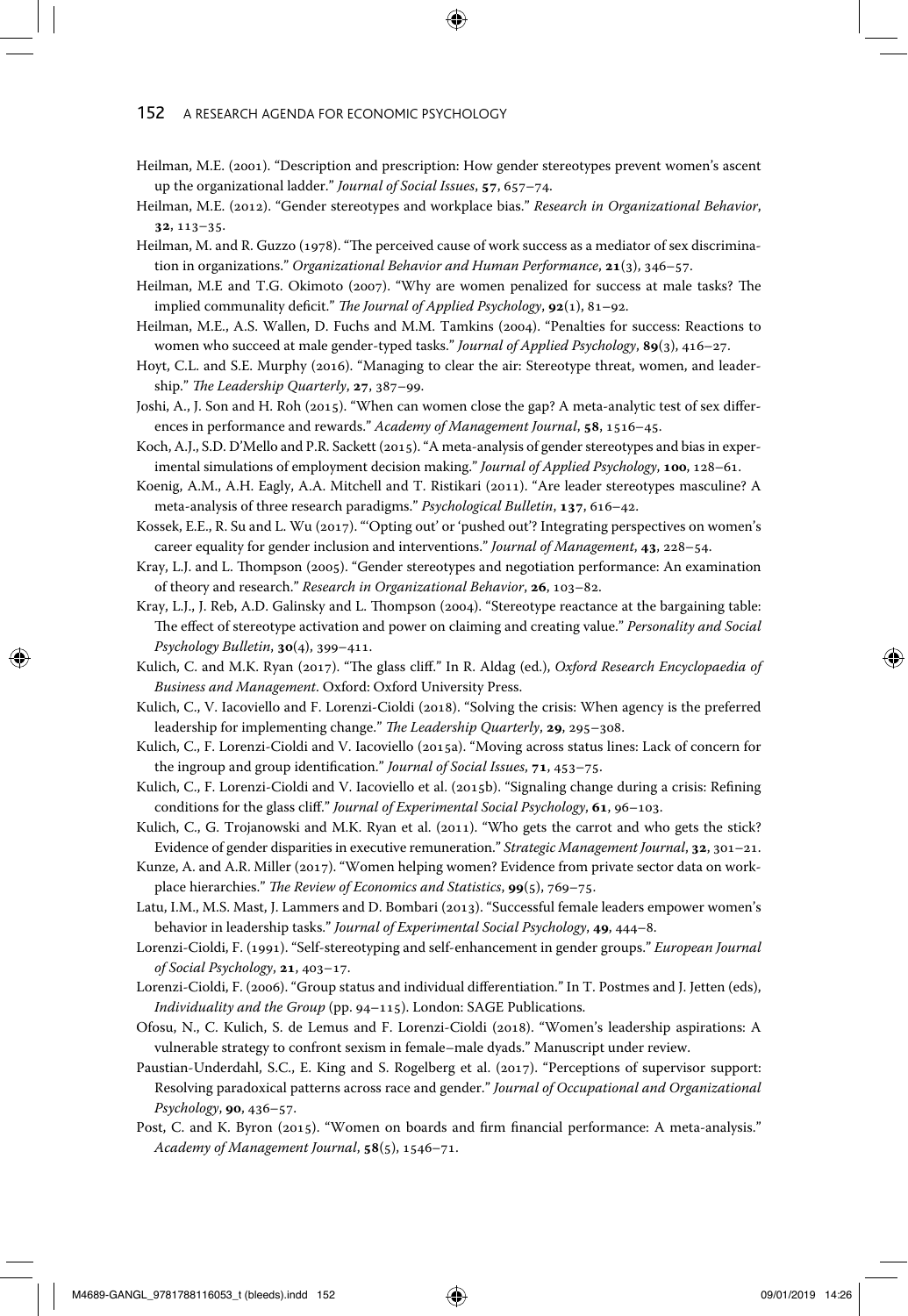Heilman, M.E. (2001). "Description and prescription: How gender stereotypes prevent women's ascent up the organizational ladder." *Journal of Social Issues*, **57**, 657–74.

Heilman, M.E. (2012). "Gender stereotypes and workplace bias." *Research in Organizational Behavior*, **32**, 113–35.

Heilman, M. and R. Guzzo (1978). "The perceived cause of work success as a mediator of sex discrimination in organizations." *Organizational Behavior and Human Performance*, **21**(3), 346–57.

Heilman, M.E and T.G. Okimoto (2007). "Why are women penalized for success at male tasks? The implied communality deficit." *The Journal of Applied Psychology*, **92**(1), 81–92.

Heilman, M.E., A.S. Wallen, D. Fuchs and M.M. Tamkins (2004). "Penalties for success: Reactions to women who succeed at male gender-typed tasks." *Journal of Applied Psychology*, **89**(3), 416–27.

Hoyt, C.L. and S.E. Murphy (2016). "Managing to clear the air: Stereotype threat, women, and leadership." *The Leadership Quarterly*, **27**, 387–99.

Joshi, A., J. Son and H. Roh (2015). "When can women close the gap? A meta-analytic test of sex differences in performance and rewards." *Academy of Management Journal*, **58**, 1516–45.

Koch, A.J., S.D. D'Mello and P.R. Sackett (2015). "A meta-analysis of gender stereotypes and bias in experimental simulations of employment decision making." *Journal of Applied Psychology*, **100**, 128–61.

Koenig, A.M., A.H. Eagly, A.A. Mitchell and T. Ristikari (2011). "Are leader stereotypes masculine? A meta-analysis of three research paradigms." *Psychological Bulletin*, **137**, 616–42.

Kossek, E.E., R. Su and L. Wu (2017). "'Opting out' or 'pushed out'? Integrating perspectives on women's career equality for gender inclusion and interventions." *Journal of Management*, **43**, 228–54.

Kray, L.J. and L. Thompson (2005). "Gender stereotypes and negotiation performance: An examination of theory and research." *Research in Organizational Behavior*, **26**, 103–82.

Kray, L.J., J. Reb, A.D. Galinsky and L. Thompson (2004). "Stereotype reactance at the bargaining table: The effect of stereotype activation and power on claiming and creating value." *Personality and Social Psychology Bulletin*, **30**(4), 399–411.

Kulich, C. and M.K. Ryan (2017). "The glass cliff." In R. Aldag (ed.), *Oxford Research Encyclopaedia of Business and Management*. Oxford: Oxford University Press.

Kulich, C., V. Iacoviello and F. Lorenzi-Cioldi (2018). "Solving the crisis: When agency is the preferred leadership for implementing change." *The Leadership Quarterly*, **29**, 295–308.

Kulich, C., F. Lorenzi-Cioldi and V. Iacoviello (2015a). "Moving across status lines: Lack of concern for the ingroup and group identification." *Journal of Social Issues*, **71**, 453–75.

Kulich, C., F. Lorenzi-Cioldi and V. Iacoviello et al. (2015b). "Signaling change during a crisis: Refining conditions for the glass cliff." *Journal of Experimental Social Psychology*, **61**, 96–103.

Kulich, C., G. Trojanowski and M.K. Ryan et al. (2011). "Who gets the carrot and who gets the stick? Evidence of gender disparities in executive remuneration." *Strategic Management Journal*, **32**, 301–21.

Kunze, A. and A.R. Miller (2017). "Women helping women? Evidence from private sector data on workplace hierarchies." *The Review of Economics and Statistics*, **99**(5), 769–75.

Latu, I.M., M.S. Mast, J. Lammers and D. Bombari (2013). "Successful female leaders empower women's behavior in leadership tasks." *Journal of Experimental Social Psychology*, **49**, 444–8.

Lorenzi-Cioldi, F. (1991). "Self-stereotyping and self-enhancement in gender groups." *European Journal of Social Psychology*, **21**, 403–17.

Lorenzi-Cioldi, F. (2006). "Group status and individual differentiation." In T. Postmes and J. Jetten (eds), *Individuality and the Group* (pp. 94–115). London: SAGE Publications.

Ofosu, N., C. Kulich, S. de Lemus and F. Lorenzi-Cioldi (2018). "Women's leadership aspirations: A vulnerable strategy to confront sexism in female–male dyads." Manuscript under review.

Paustian-Underdahl, S.C., E. King and S. Rogelberg et al. (2017). "Perceptions of supervisor support: Resolving paradoxical patterns across race and gender." *Journal of Occupational and Organizational Psychology*, **90**, 436–57.

Post, C. and K. Byron (2015). "Women on boards and firm financial performance: A meta-analysis." *Academy of Management Journal*, **58**(5), 1546–71.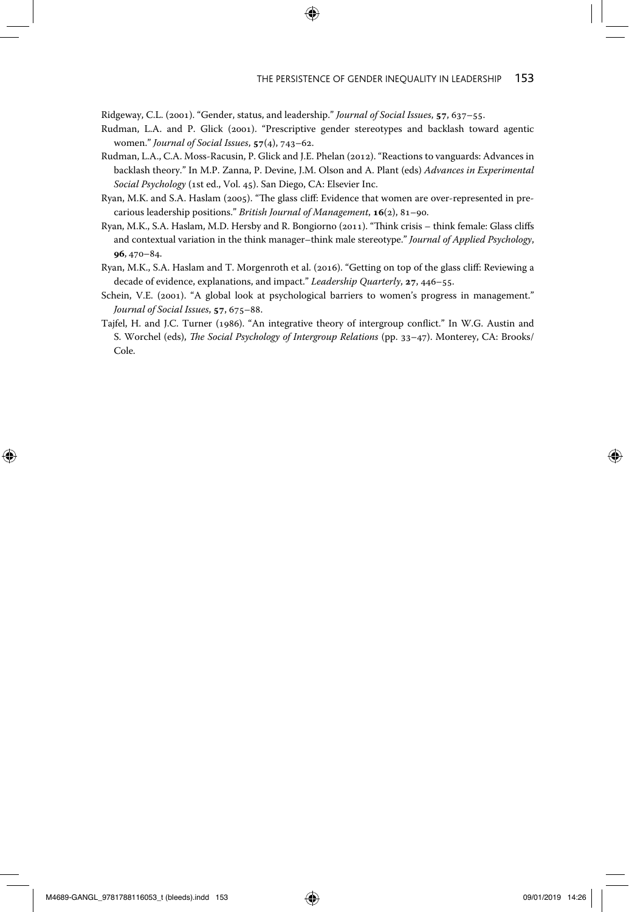Ridgeway, C.L. (2001). "Gender, status, and leadership." *Journal of Social Issues*, **57**, 637–55.

Rudman, L.A. and P. Glick (2001). "Prescriptive gender stereotypes and backlash toward agentic women." *Journal of Social Issues*, **57**(4), 743–62.

Rudman, L.A., C.A. Moss-Racusin, P. Glick and J.E. Phelan (2012). "Reactions to vanguards: Advances in backlash theory." In M.P. Zanna, P. Devine, J.M. Olson and A. Plant (eds) *Advances in Experimental Social Psychology* (1st ed., Vol. 45). San Diego, CA: Elsevier Inc.

Ryan, M.K. and S.A. Haslam (2005). "The glass cliff: Evidence that women are over-represented in precarious leadership positions." *British Journal of Management*, **16**(2), 81–90.

Ryan, M.K., S.A. Haslam, M.D. Hersby and R. Bongiorno (2011). "Think crisis – think female: Glass cliffs and contextual variation in the think manager–think male stereotype." *Journal of Applied Psychology*, **96**, 470–84.

Ryan, M.K., S.A. Haslam and T. Morgenroth et al. (2016). "Getting on top of the glass cliff: Reviewing a decade of evidence, explanations, and impact." *Leadership Quarterly*, **27**, 446–55.

Schein, V.E. (2001). "A global look at psychological barriers to women's progress in management." *Journal of Social Issues*, **57**, 675–88.

Tajfel, H. and J.C. Turner (1986). "An integrative theory of intergroup conflict." In W.G. Austin and S. Worchel (eds), *The Social Psychology of Intergroup Relations* (pp. 33–47). Monterey, CA: Brooks/Cole.